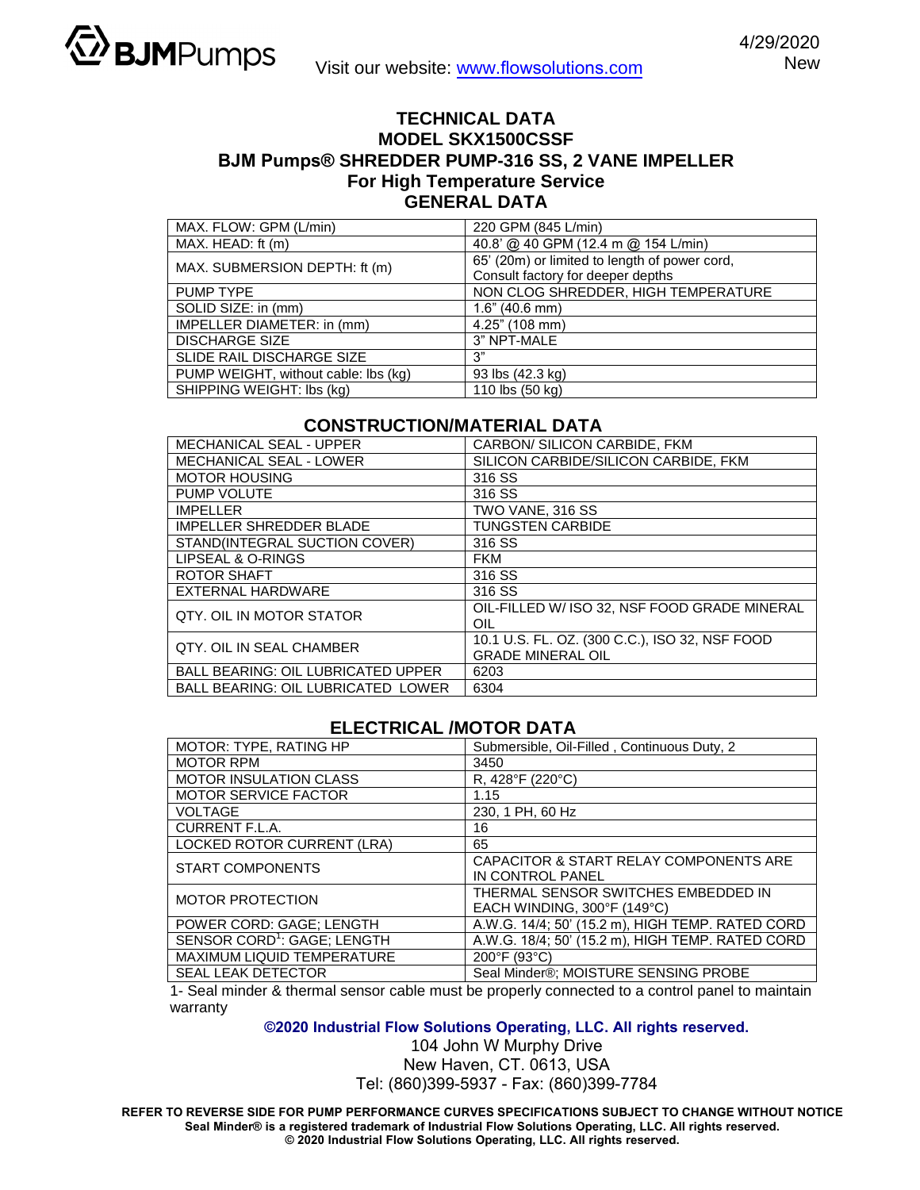**BJMPumps**

Visit our website: www.flowsolutions.com

4/29/2020
New

# TECHNICAL DATA
## MODEL SKX1500CSSF
## BJM Pumps® SHREDDER PUMP-316 SS, 2 VANE IMPELLER
## For High Temperature Service
## GENERAL DATA

| | |
|---|---|
| MAX. FLOW: GPM (L/min) | 220 GPM (845 L/min) |
| MAX. HEAD: ft (m) | 40.8' @ 40 GPM (12.4 m @ 154 L/min) |
| MAX. SUBMERSION DEPTH: ft (m) | 65' (20m) or limited to length of power cord, Consult factory for deeper depths |
| PUMP TYPE | NON CLOG SHREDDER, HIGH TEMPERATURE |
| SOLID SIZE: in (mm) | 1.6" (40.6 mm) |
| IMPELLER DIAMETER: in (mm) | 4.25" (108 mm) |
| DISCHARGE SIZE | 3" NPT-MALE |
| SLIDE RAIL DISCHARGE SIZE | 3" |
| PUMP WEIGHT, without cable: lbs (kg) | 93 lbs (42.3 kg) |
| SHIPPING WEIGHT: lbs (kg) | 110 lbs (50 kg) |

## CONSTRUCTION/MATERIAL DATA

| | |
|---|---|
| MECHANICAL SEAL - UPPER | CARBON/ SILICON CARBIDE, FKM |
| MECHANICAL SEAL - LOWER | SILICON CARBIDE/SILICON CARBIDE, FKM |
| MOTOR HOUSING | 316 SS |
| PUMP VOLUTE | 316 SS |
| IMPELLER | TWO VANE, 316 SS |
| IMPELLER SHREDDER BLADE | TUNGSTEN CARBIDE |
| STAND(INTEGRAL SUCTION COVER) | 316 SS |
| LIPSEAL & O-RINGS | FKM |
| ROTOR SHAFT | 316 SS |
| EXTERNAL HARDWARE | 316 SS |
| QTY. OIL IN MOTOR STATOR | OIL-FILLED W/ ISO 32, NSF FOOD GRADE MINERAL OIL |
| QTY. OIL IN SEAL CHAMBER | 10.1 U.S. FL. OZ. (300 C.C.), ISO 32, NSF FOOD GRADE MINERAL OIL |
| BALL BEARING: OIL LUBRICATED UPPER | 6203 |
| BALL BEARING: OIL LUBRICATED LOWER | 6304 |

## ELECTRICAL /MOTOR DATA

| | |
|---|---|
| MOTOR: TYPE, RATING HP | Submersible, Oil-Filled , Continuous Duty, 2 |
| MOTOR RPM | 3450 |
| MOTOR INSULATION CLASS | R, 428°F (220°C) |
| MOTOR SERVICE FACTOR | 1.15 |
| VOLTAGE | 230, 1 PH, 60 Hz |
| CURRENT F.L.A. | 16 |
| LOCKED ROTOR CURRENT (LRA) | 65 |
| START COMPONENTS | CAPACITOR & START RELAY COMPONENTS ARE IN CONTROL PANEL |
| MOTOR PROTECTION | THERMAL SENSOR SWITCHES EMBEDDED IN EACH WINDING, 300°F (149°C) |
| POWER CORD: GAGE; LENGTH | A.W.G. 14/4; 50' (15.2 m), HIGH TEMP. RATED CORD |
| SENSOR CORD[1]: GAGE; LENGTH | A.W.G. 18/4; 50' (15.2 m), HIGH TEMP. RATED CORD |
| MAXIMUM LIQUID TEMPERATURE | 200°F (93°C) |
| SEAL LEAK DETECTOR | Seal Minder®; MOISTURE SENSING PROBE |

1- Seal minder & thermal sensor cable must be properly connected to a control panel to maintain warranty

**©2020 Industrial Flow Solutions Operating, LLC. All rights reserved.**

104 John W Murphy Drive
New Haven, CT. 0613, USA
Tel: (860)399-5937 - Fax: (860)399-7784

**REFER TO REVERSE SIDE FOR PUMP PERFORMANCE CURVES SPECIFICATIONS SUBJECT TO CHANGE WITHOUT NOTICE**
**Seal Minder® is a registered trademark of Industrial Flow Solutions Operating, LLC. All rights reserved.**
**© 2020 Industrial Flow Solutions Operating, LLC. All rights reserved.**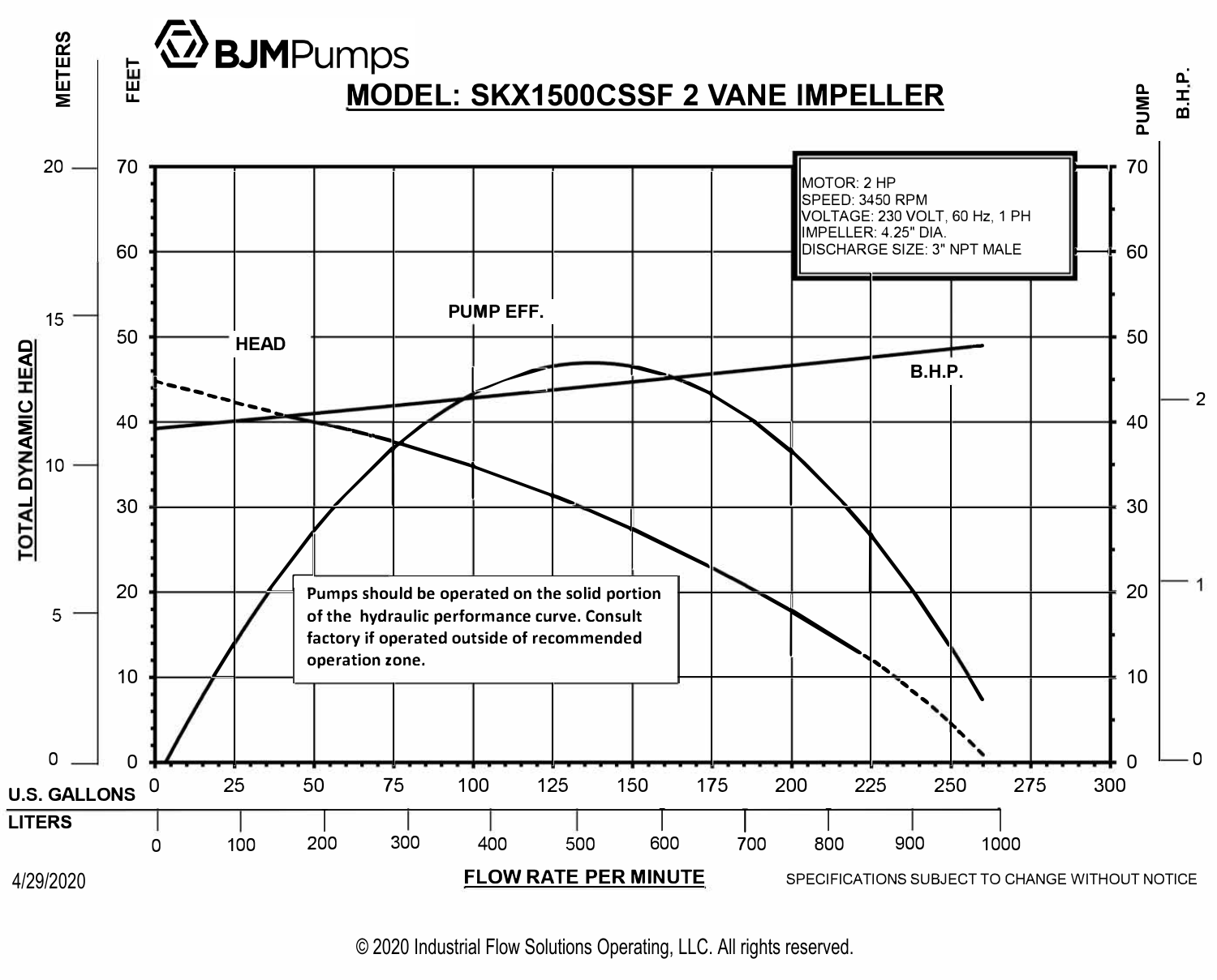BJMPumps

# MODEL: SKX1500CSSF 2 VANE IMPELLER

MOTOR: 2 HP
SPEED: 3450 RPM
VOLTAGE: 230 VOLT, 60 Hz, 1 PH
IMPELLER: 4.25" DIA.
DISCHARGE SIZE: 3" NPT MALE

METERS
FEET
TOTAL DYNAMIC HEAD

PUMP
B.H.P.

HEAD
PUMP EFF.
B.H.P.

Pumps should be operated on the solid portion of the hydraulic performance curve. Consult factory if operated outside of recommended operation zone.

METERS: 0, 5, 10, 15, 20
FEET: 0, 10, 20, 30, 40, 50, 60, 70
PUMP: 0, 10, 20, 30, 40, 50, 60, 70
B.H.P.: 0, 1, 2

U.S. GALLONS: 0, 25, 50, 75, 100, 125, 150, 175, 200, 225, 250, 275, 300
LITERS: 0, 100, 200, 300, 400, 500, 600, 700, 800, 900, 1000

FLOW RATE PER MINUTE

4/29/2020

SPECIFICATIONS SUBJECT TO CHANGE WITHOUT NOTICE

© 2020 Industrial Flow Solutions Operating, LLC. All rights reserved.